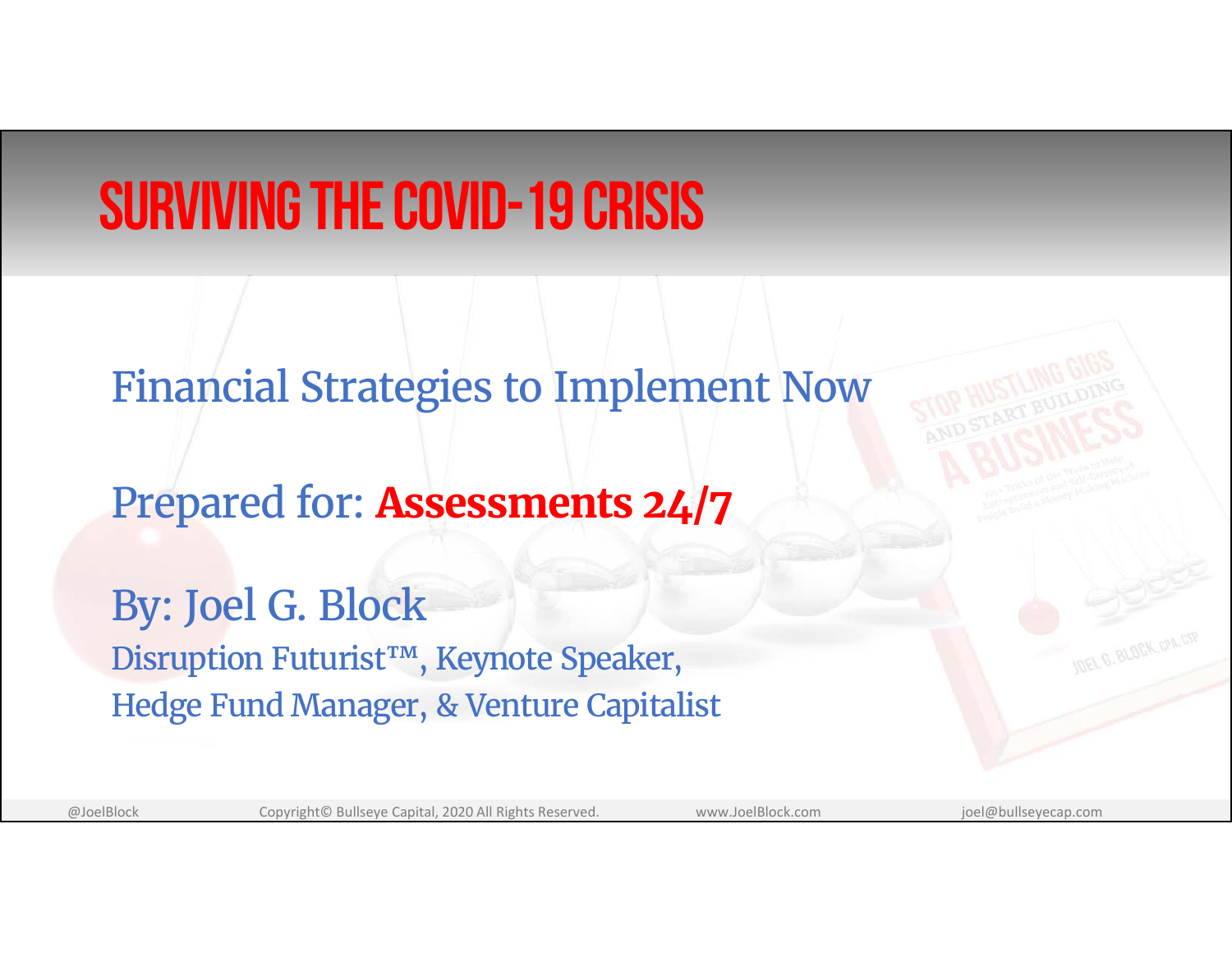# SURVIVING THE COVID-19 CRISIS

Financial Strategies to Implement Now

Prepared for: **Assessments 24/7**

By: Joel G. Block

Disruption Futurist™, Keynote Speaker,
Hedge Fund Manager, & Venture Capitalist

@JoelBlock Copyright© Bullseye Capital, 2020 All Rights Reserved. www.JoelBlock.com joel@bullseyecap.com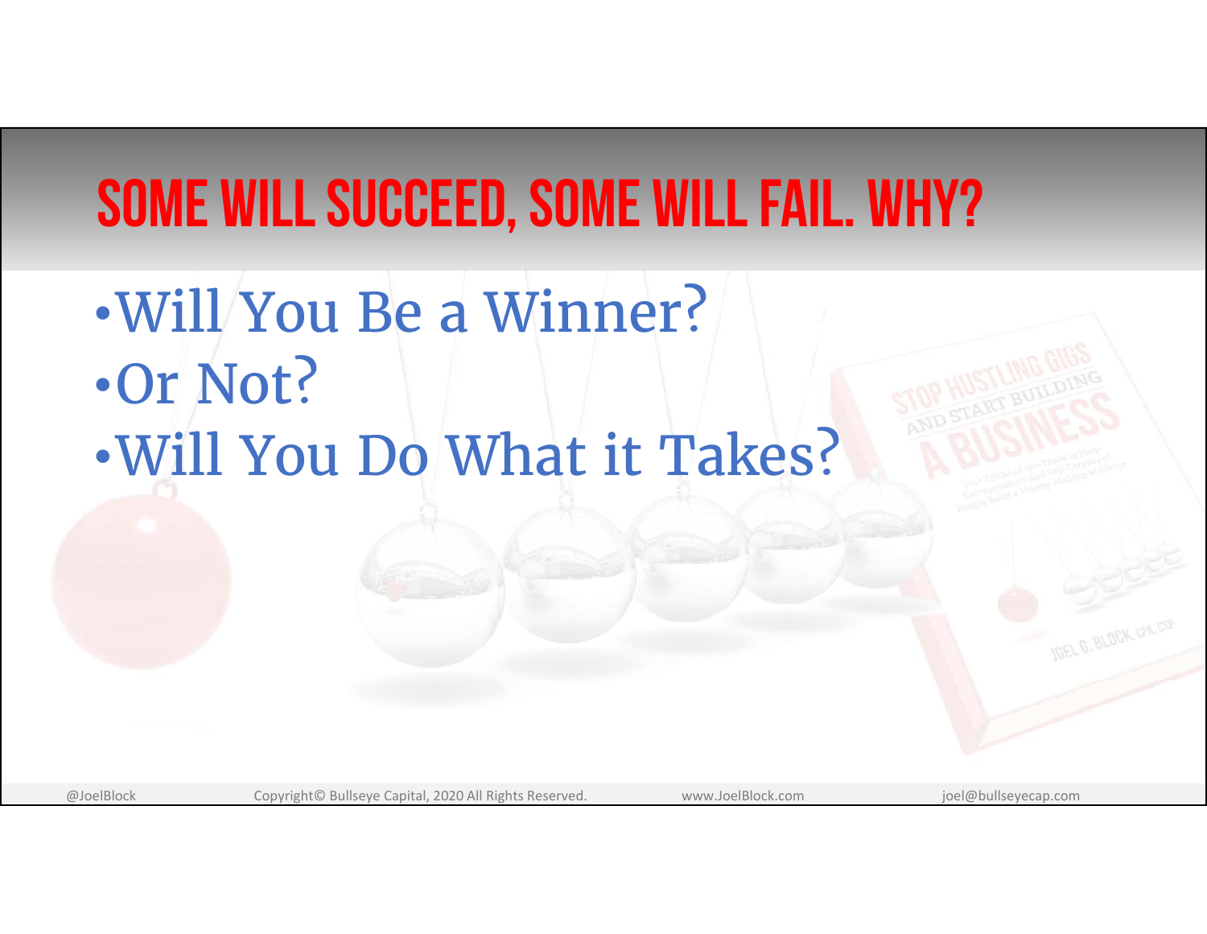# Some Will Succeed, Some Will Fail. Why?

- Will You Be a Winner?
- Or Not?
- Will You Do What it Takes?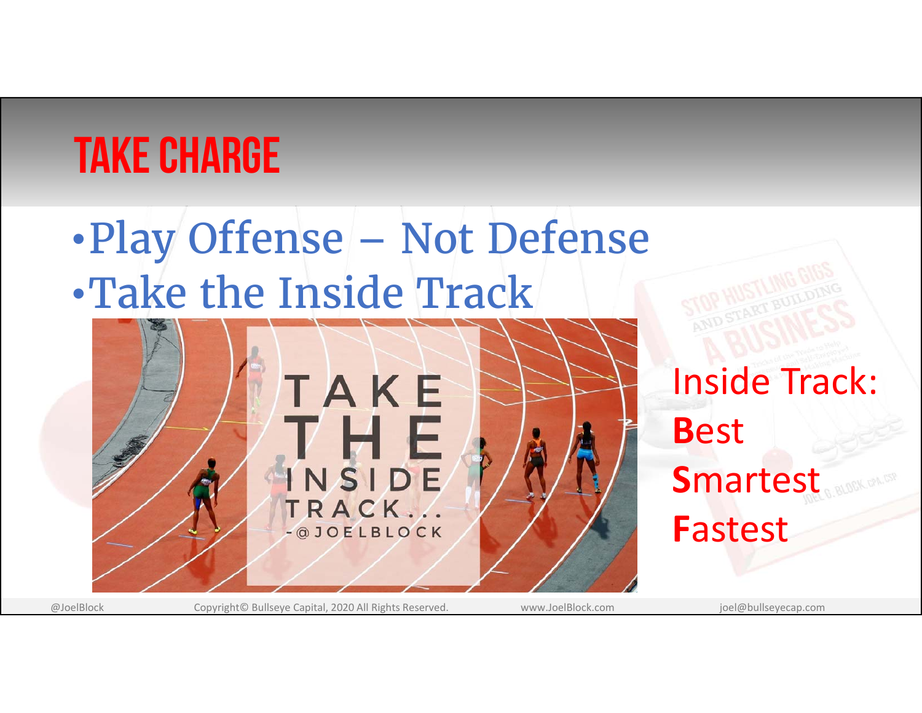# TAKE CHARGE

- Play Offense – Not Defense
- Take the Inside Track

Inside Track:
**B**est
**S**martest
**F**astest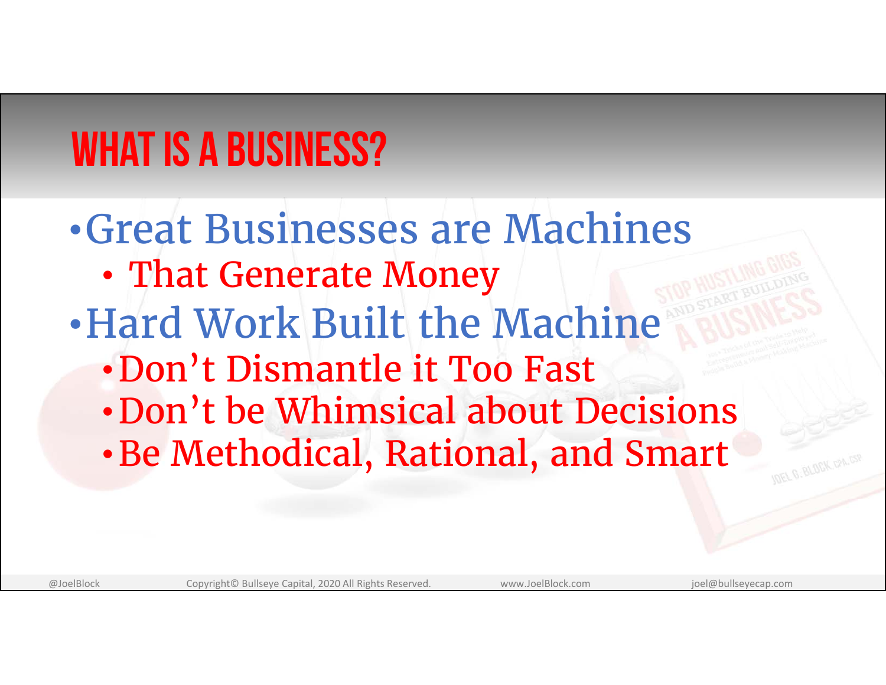# WHAT IS A BUSINESS?

- Great Businesses are Machines
  - That Generate Money
- Hard Work Built the Machine
  - Don't Dismantle it Too Fast
  - Don't be Whimsical about Decisions
  - Be Methodical, Rational, and Smart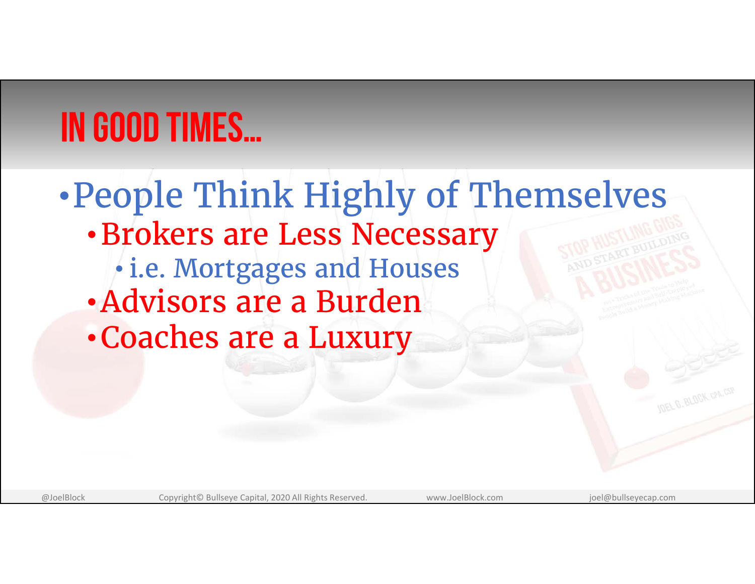# IN GOOD TIMES...

- People Think Highly of Themselves
  - Brokers are Less Necessary
    - i.e. Mortgages and Houses
  - Advisors are a Burden
  - Coaches are a Luxury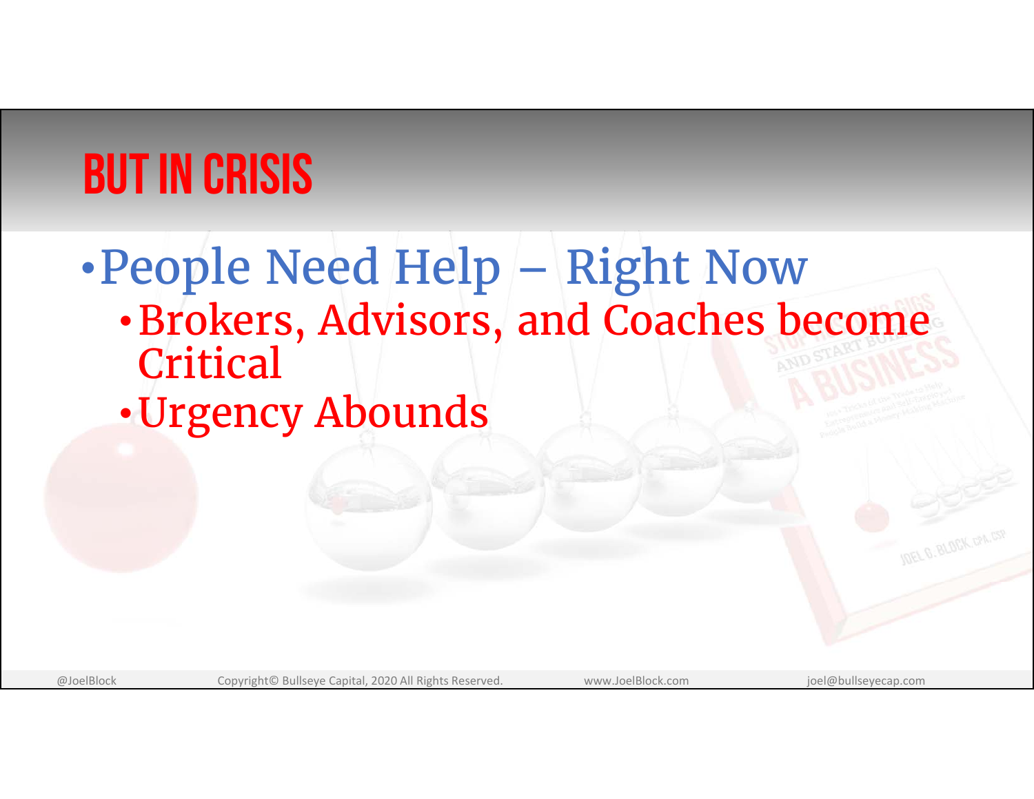# BUT IN CRISIS

- People Need Help – Right Now
  - Brokers, Advisors, and Coaches become Critical
  - Urgency Abounds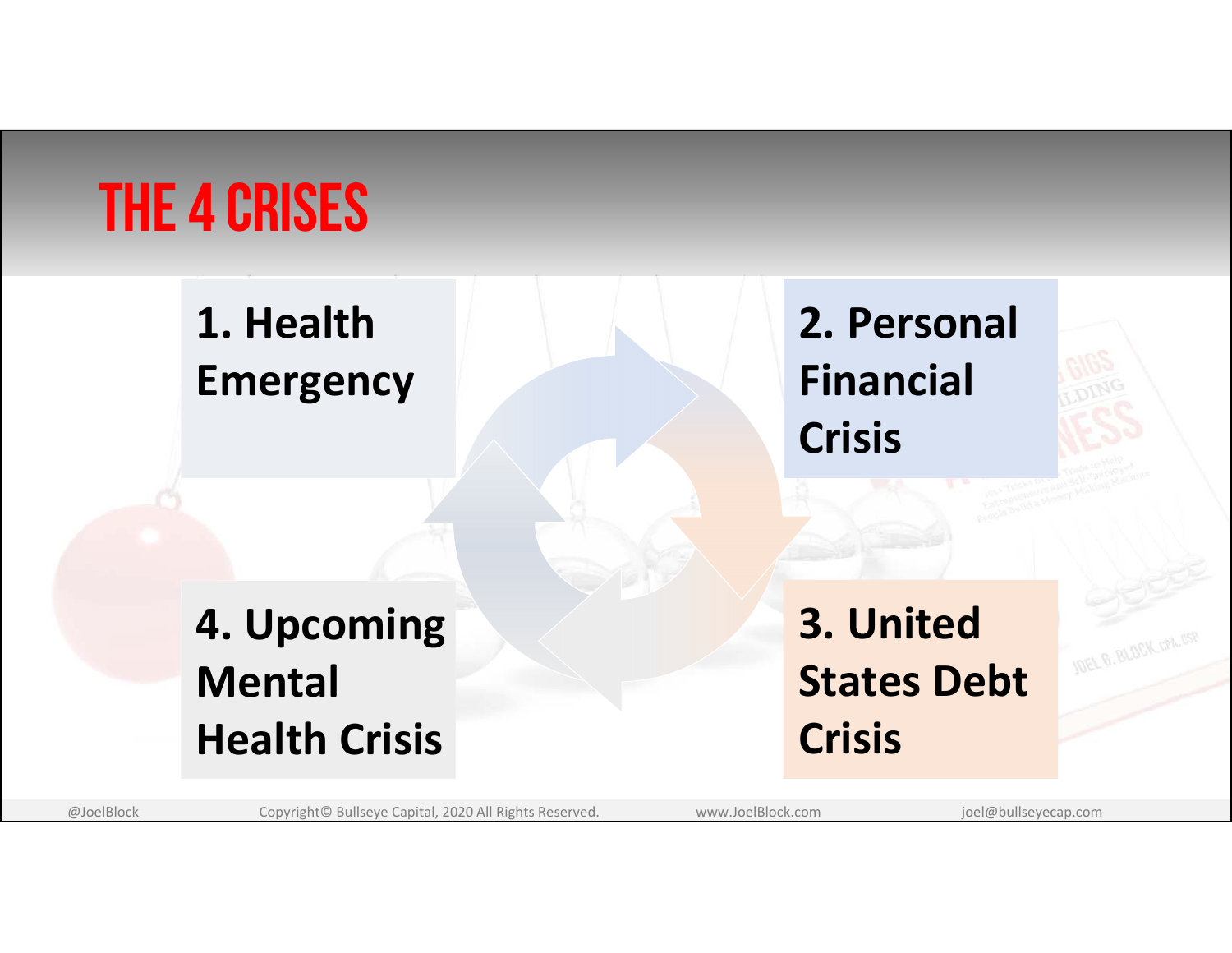# THE 4 CRISES

1. Health Emergency
2. Personal Financial Crisis
3. United States Debt Crisis
4. Upcoming Mental Health Crisis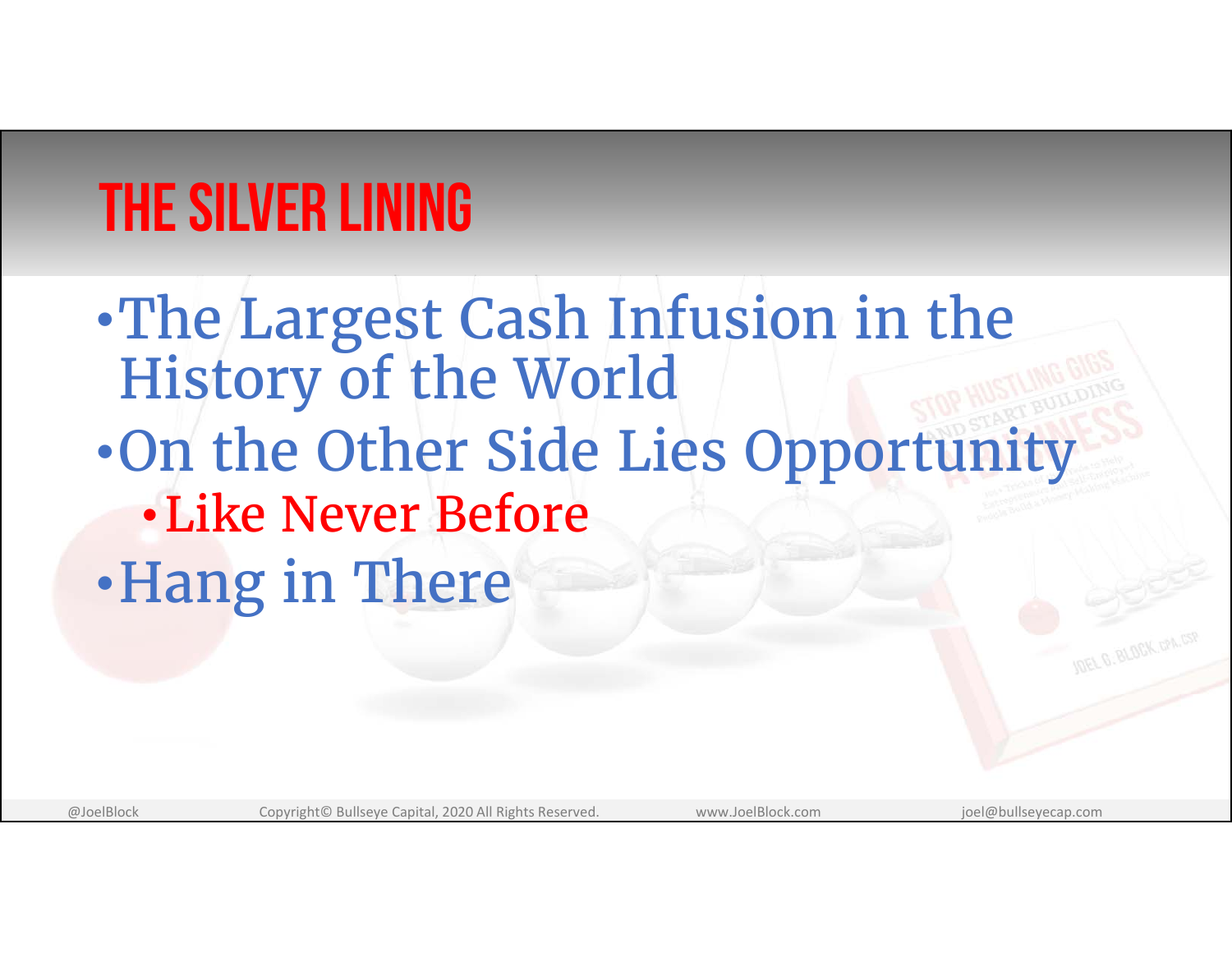# THE SILVER LINING

- The Largest Cash Infusion in the History of the World
- On the Other Side Lies Opportunity
  - Like Never Before
- Hang in There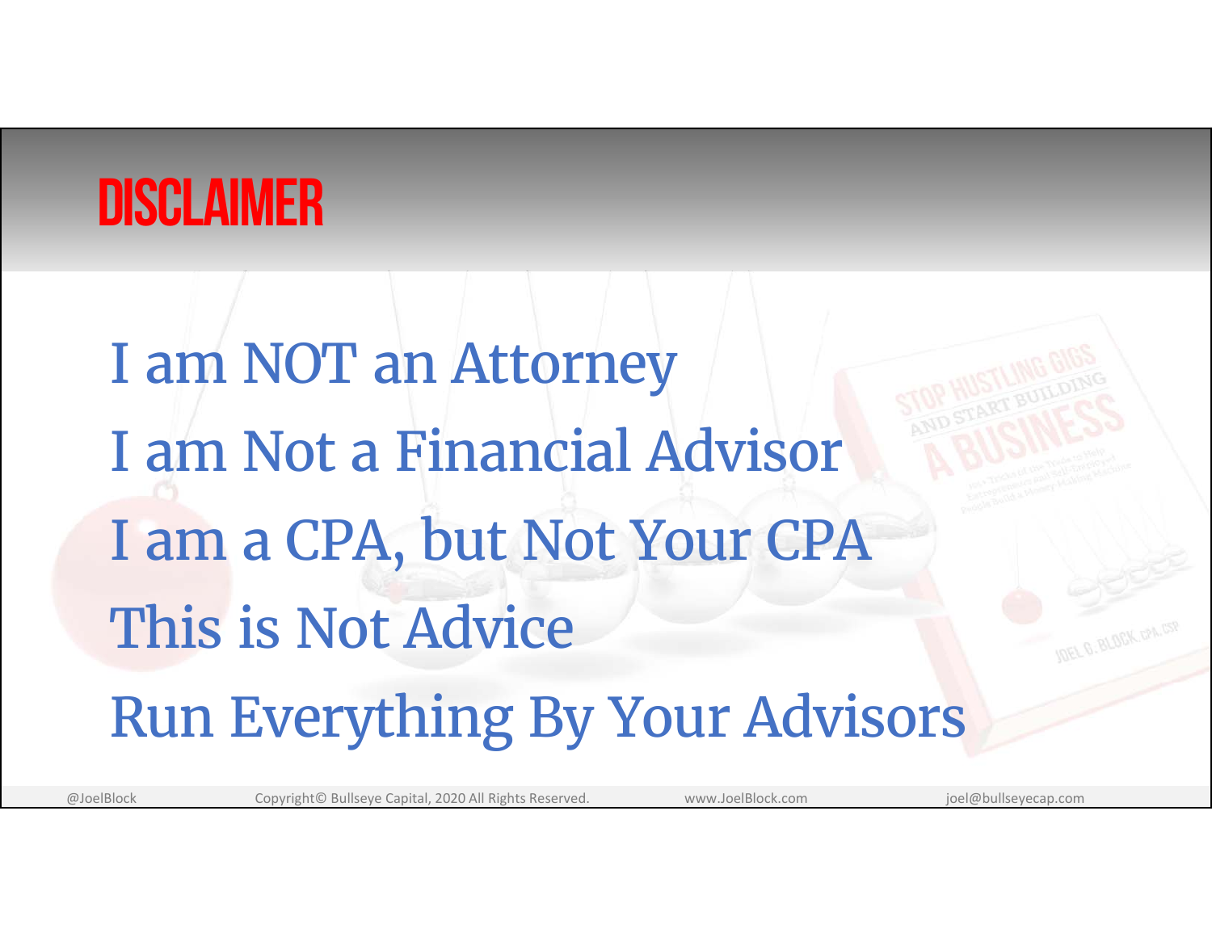# DISCLAIMER

I am NOT an Attorney

I am Not a Financial Advisor

I am a CPA, but Not Your CPA

This is Not Advice

Run Everything By Your Advisors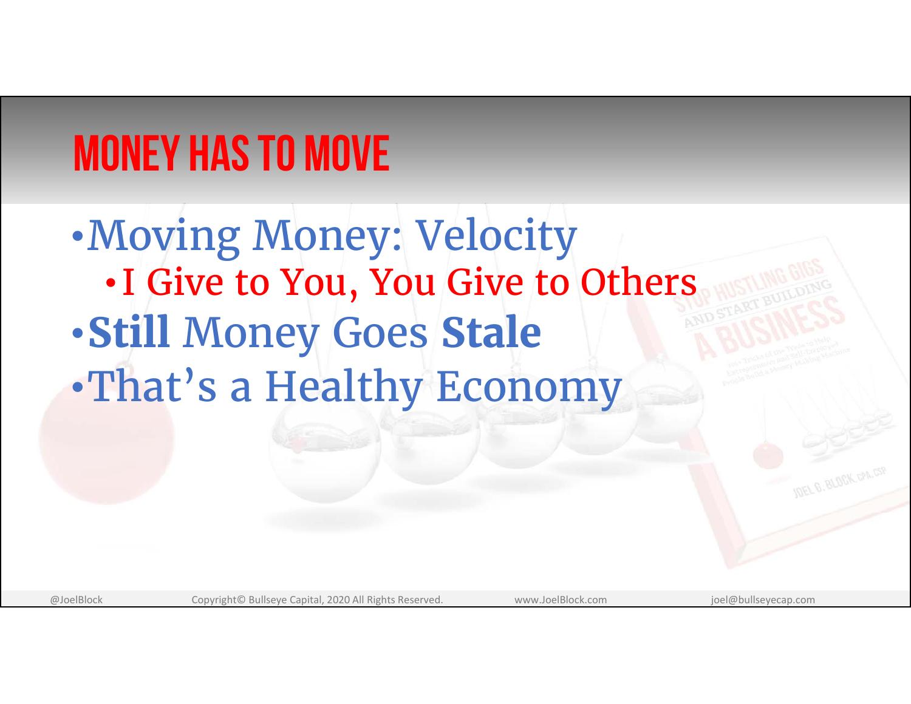# MONEY HAS TO MOVE

- Moving Money: Velocity
  - I Give to You, You Give to Others
- **Still** Money Goes **Stale**
- That's a Healthy Economy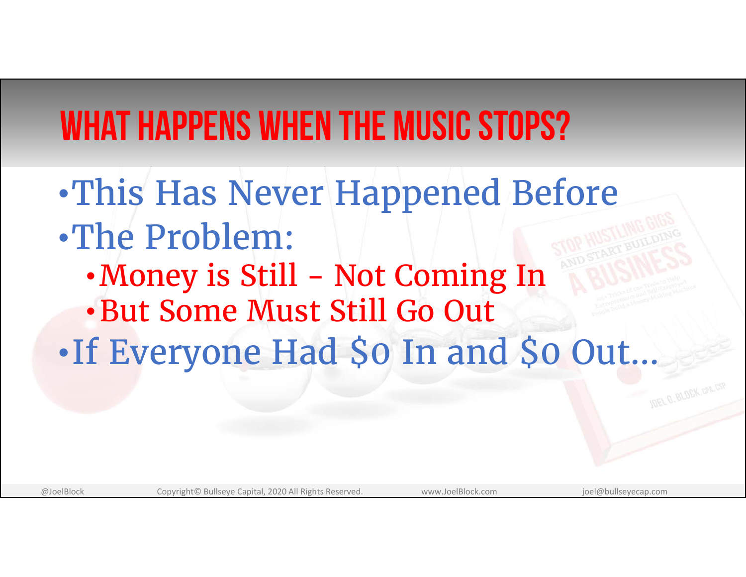# What Happens When the Music Stops?

- This Has Never Happened Before
- The Problem:
  - Money is Still – Not Coming In
  - But Some Must Still Go Out
- If Everyone Had $0 In and $0 Out…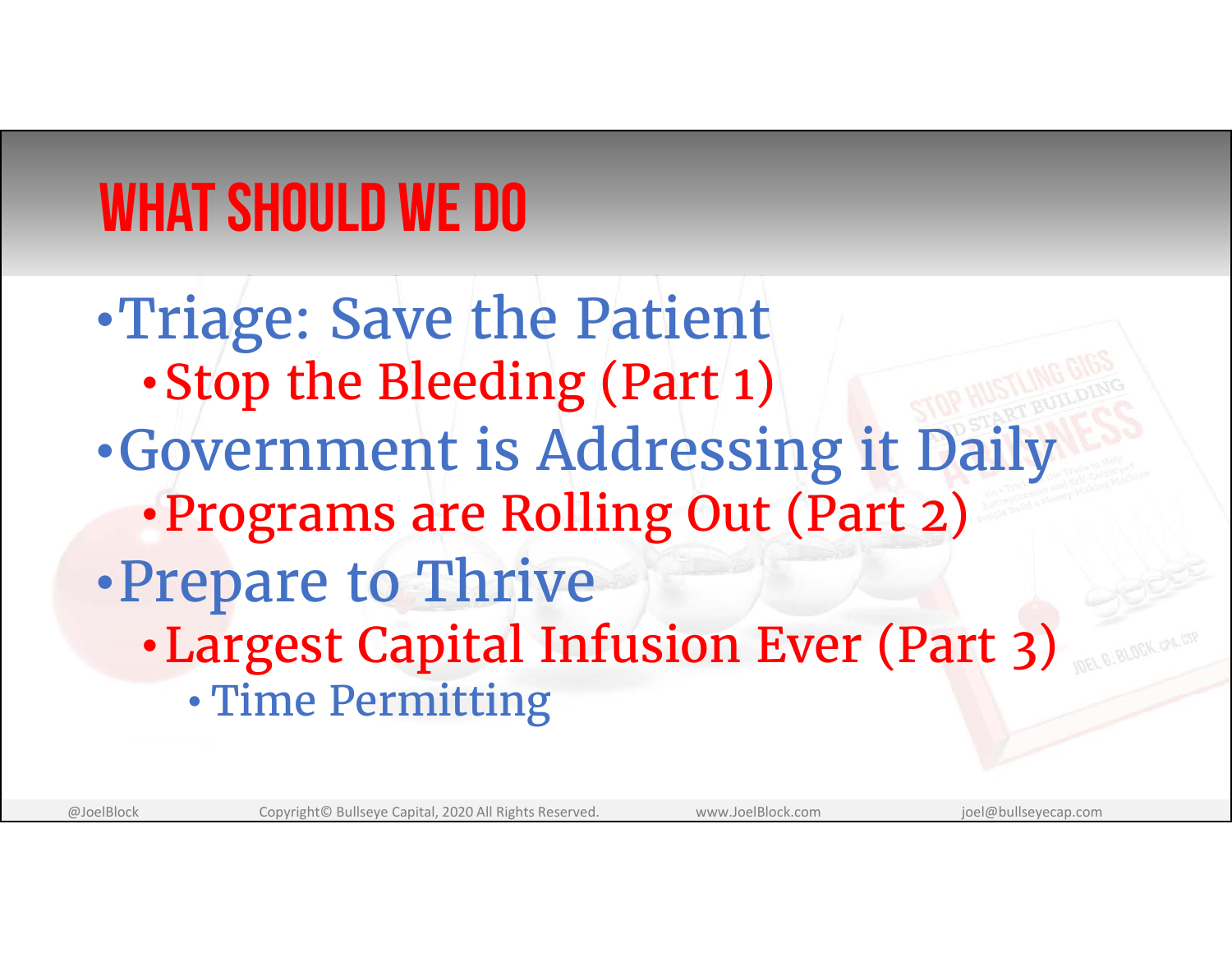# WHAT SHOULD WE DO

- Triage: Save the Patient
  - Stop the Bleeding (Part 1)
- Government is Addressing it Daily
  - Programs are Rolling Out (Part 2)
- Prepare to Thrive
  - Largest Capital Infusion Ever (Part 3)
    - Time Permitting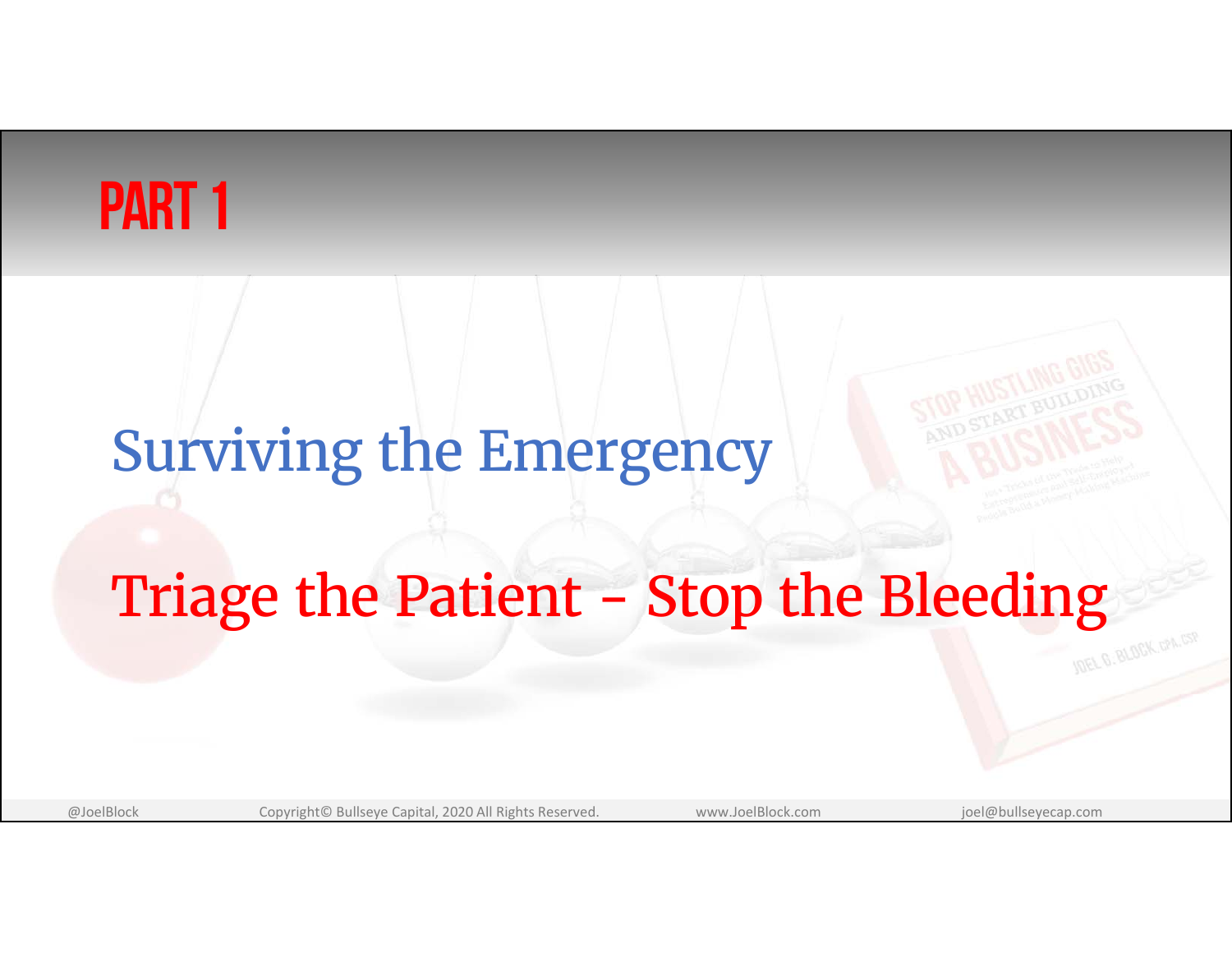# PART 1

## Surviving the Emergency

## Triage the Patient - Stop the Bleeding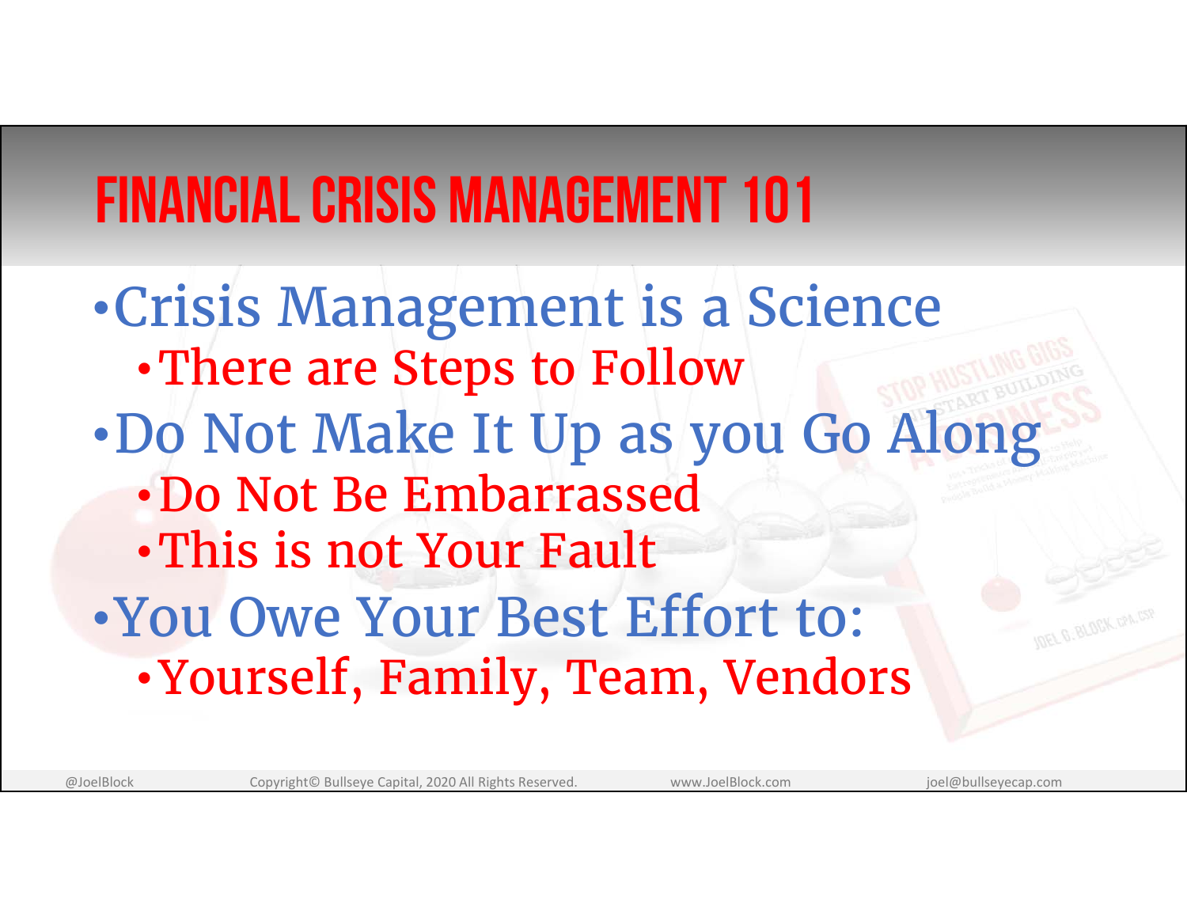# FINANCIAL CRISIS MANAGEMENT 101

- Crisis Management is a Science
  - There are Steps to Follow
- Do Not Make It Up as you Go Along
  - Do Not Be Embarrassed
  - This is not Your Fault
- You Owe Your Best Effort to:
  - Yourself, Family, Team, Vendors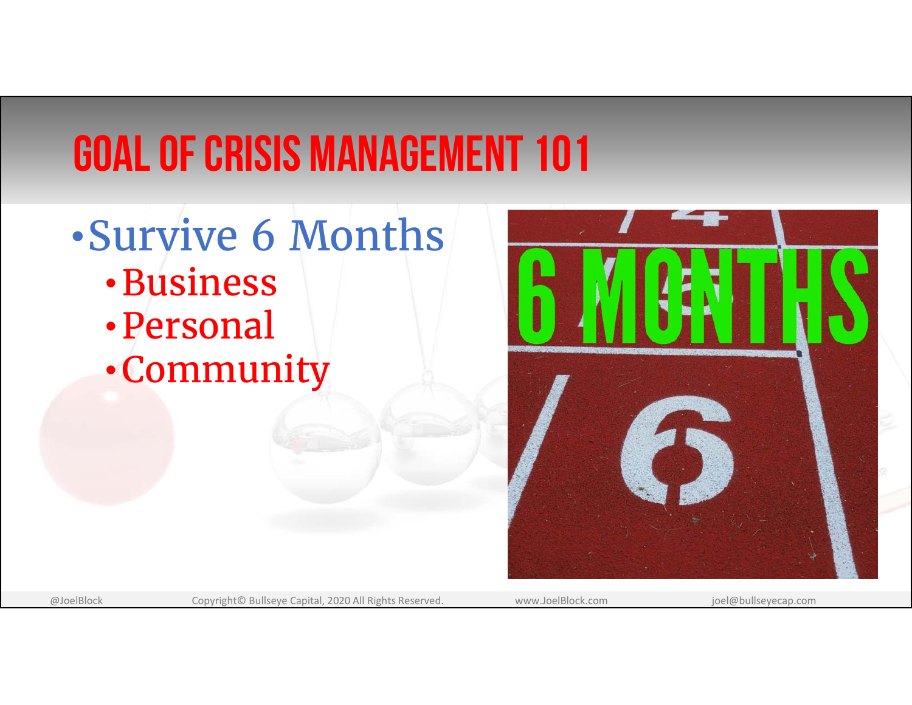# GOAL OF CRISIS MANAGEMENT 101

- Survive 6 Months
  - Business
  - Personal
  - Community

6 MONTHS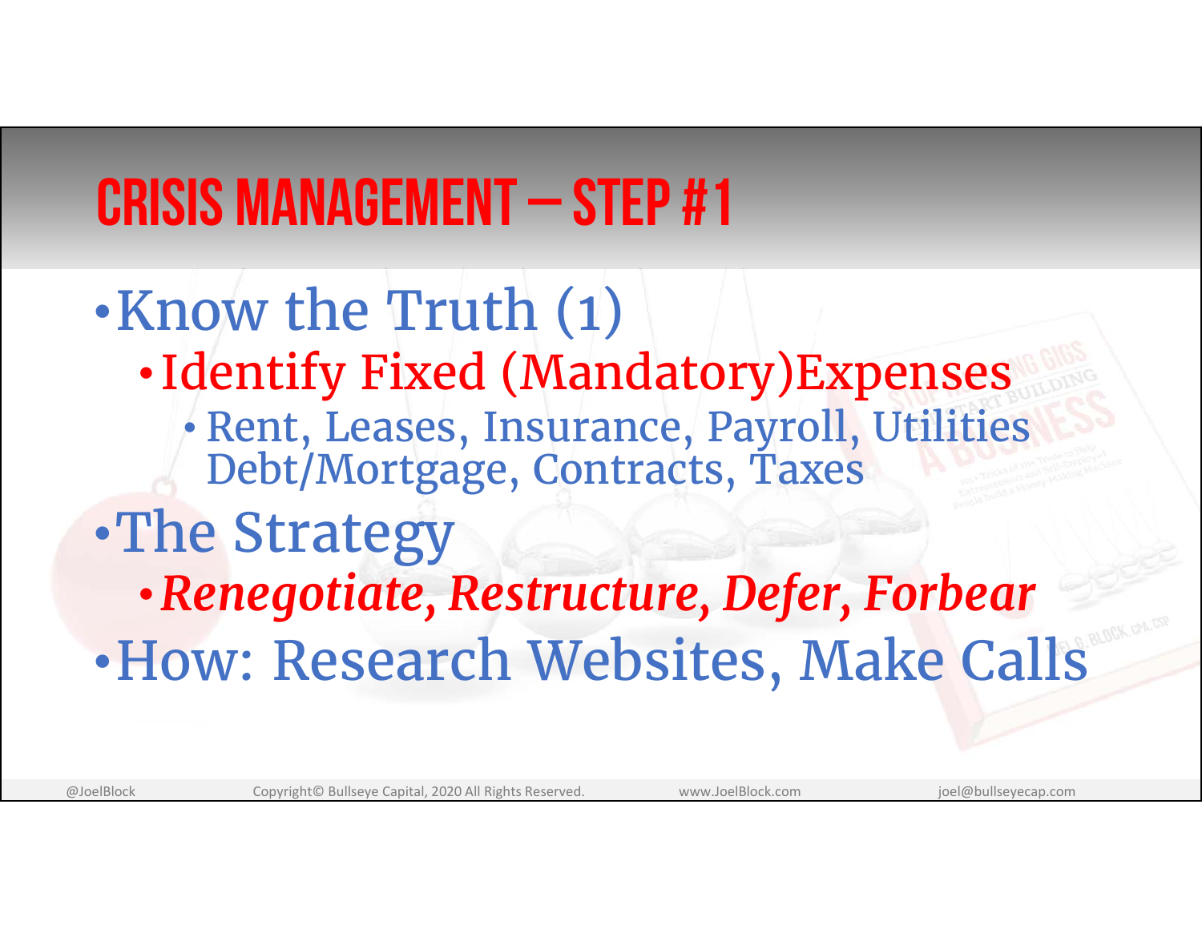# CRISIS MANAGEMENT – STEP #1

- Know the Truth (1)
  - Identify Fixed (Mandatory)Expenses
    - Rent, Leases, Insurance, Payroll, Utilities Debt/Mortgage, Contracts, Taxes
- The Strategy
  - ***Renegotiate, Restructure, Defer, Forbear***
- How: Research Websites, Make Calls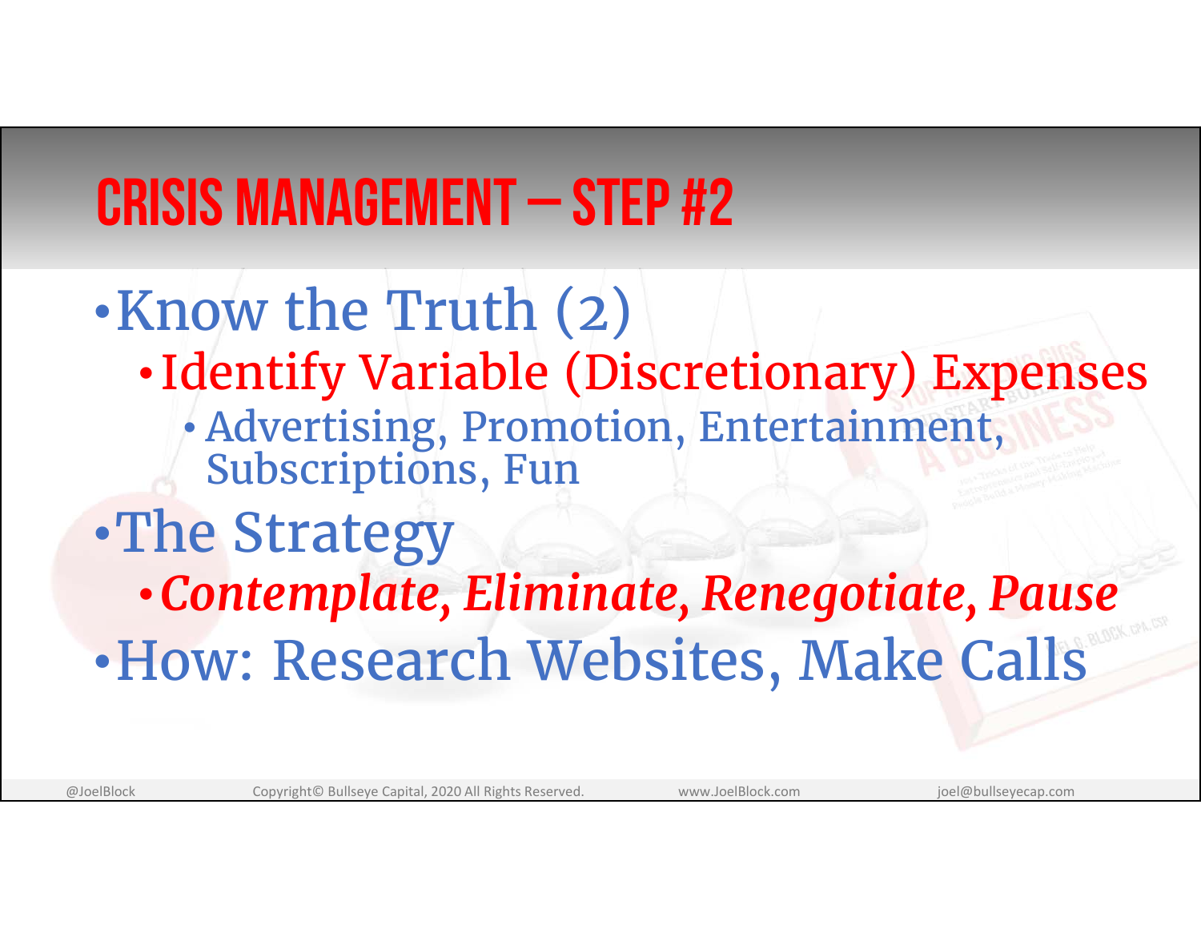# Crisis Management – Step #2

- Know the Truth (2)
  - Identify Variable (Discretionary) Expenses
    - Advertising, Promotion, Entertainment, Subscriptions, Fun
- The Strategy
  - ***Contemplate, Eliminate, Renegotiate, Pause***
- How: Research Websites, Make Calls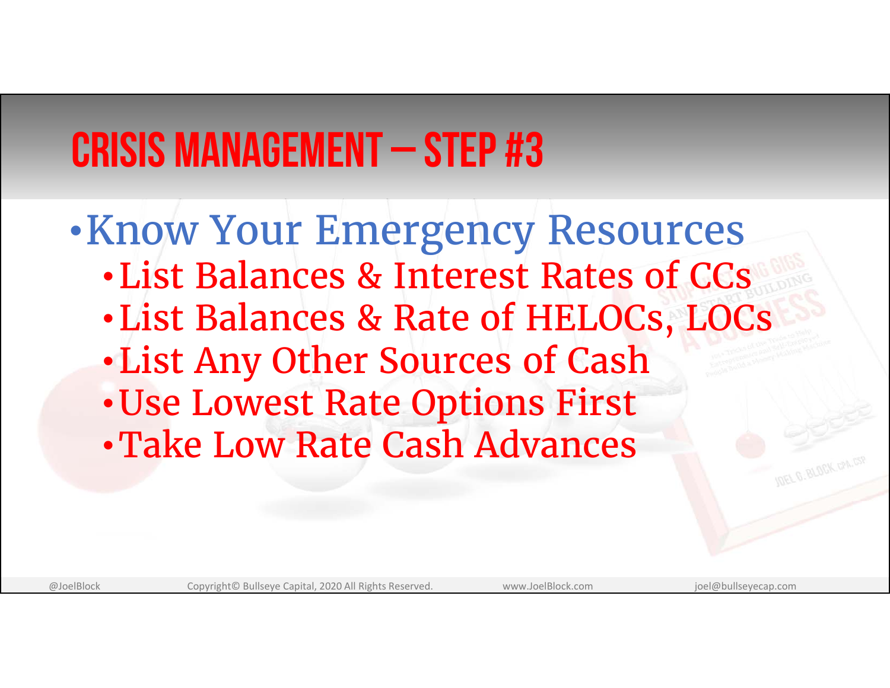# Crisis Management – Step #3

- Know Your Emergency Resources
  - List Balances & Interest Rates of CCs
  - List Balances & Rate of HELOCs, LOCs
  - List Any Other Sources of Cash
  - Use Lowest Rate Options First
  - Take Low Rate Cash Advances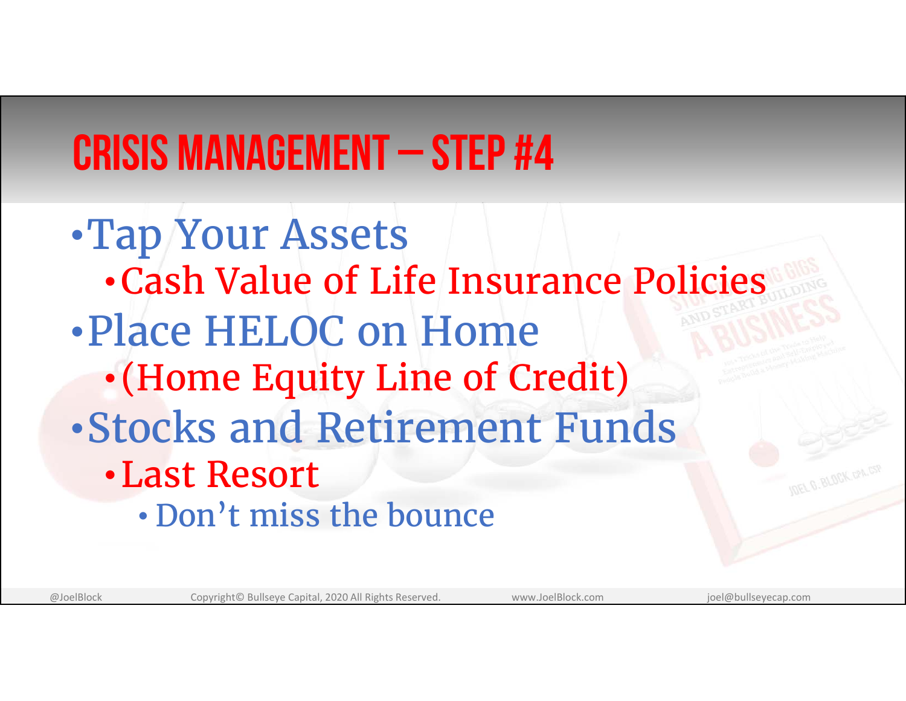# Crisis Management – Step #4

- Tap Your Assets
  - Cash Value of Life Insurance Policies
- Place HELOC on Home
  - (Home Equity Line of Credit)
- Stocks and Retirement Funds
  - Last Resort
    - Don't miss the bounce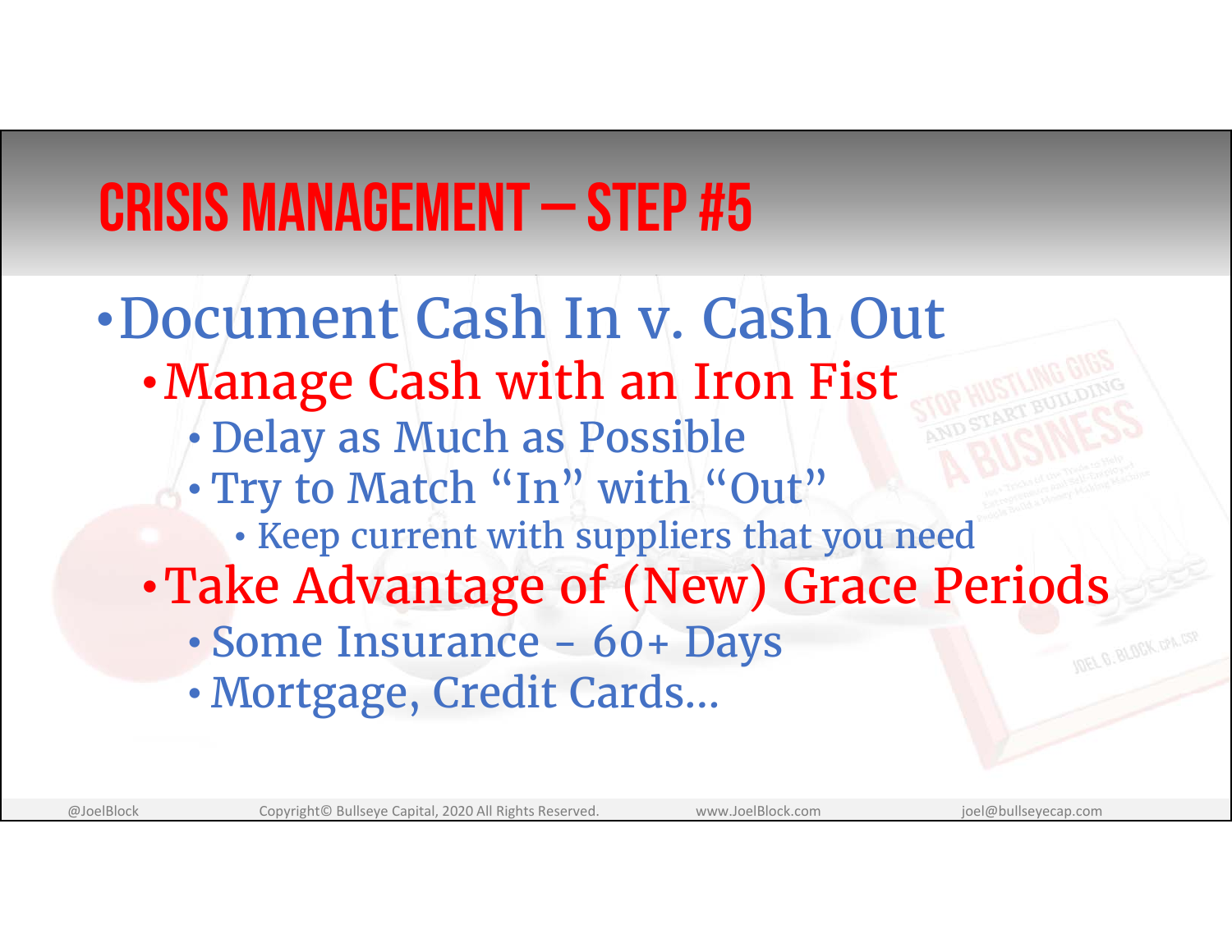# Crisis Management – Step #5

- Document Cash In v. Cash Out
  - Manage Cash with an Iron Fist
    - Delay as Much as Possible
    - Try to Match "In" with "Out"
      - Keep current with suppliers that you need
  - Take Advantage of (New) Grace Periods
    - Some Insurance – 60+ Days
    - Mortgage, Credit Cards…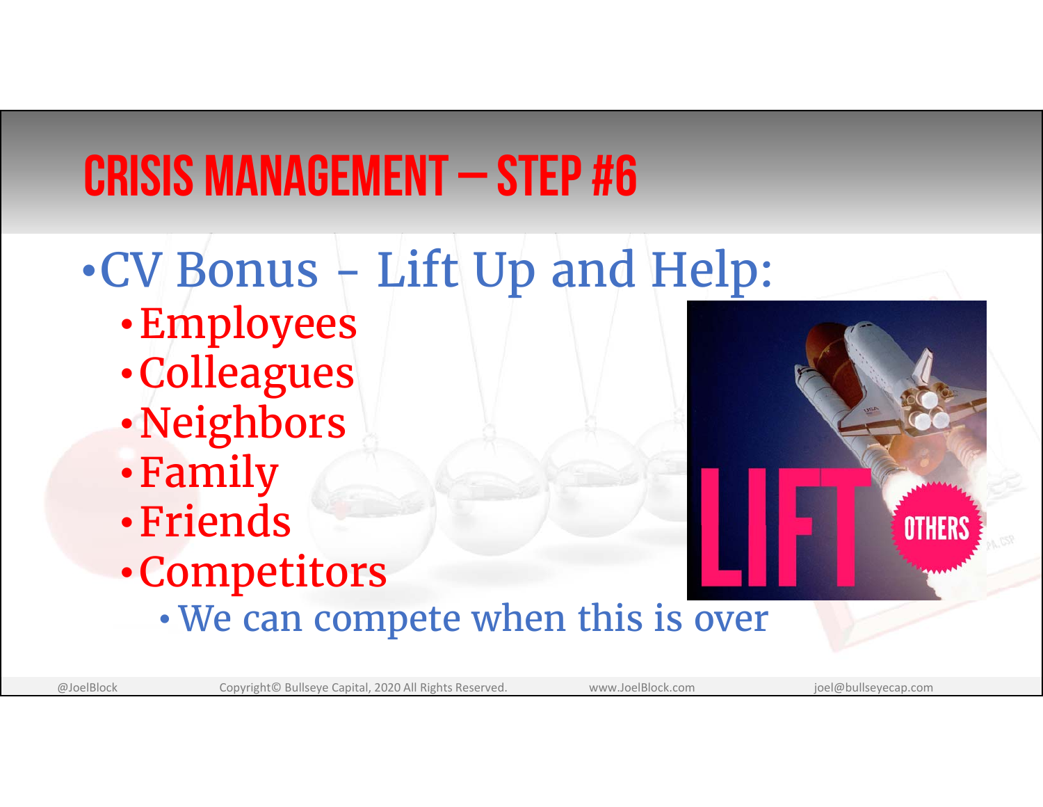# Crisis Management – Step #6

- CV Bonus - Lift Up and Help:
  - Employees
  - Colleagues
  - Neighbors
  - Family
  - Friends
  - Competitors
    - We can compete when this is over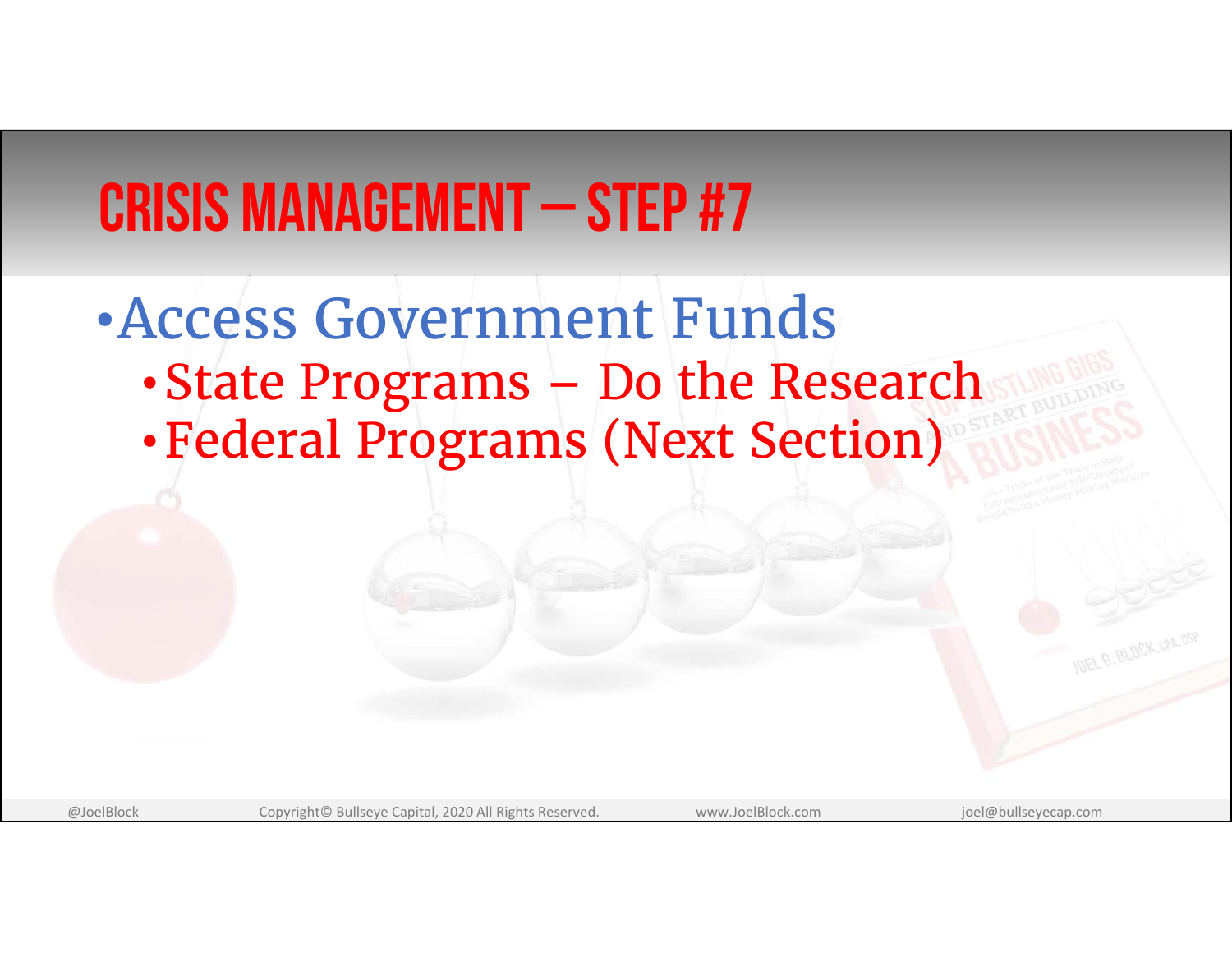# Crisis Management – Step #7

- Access Government Funds
  - State Programs – Do the Research
  - Federal Programs (Next Section)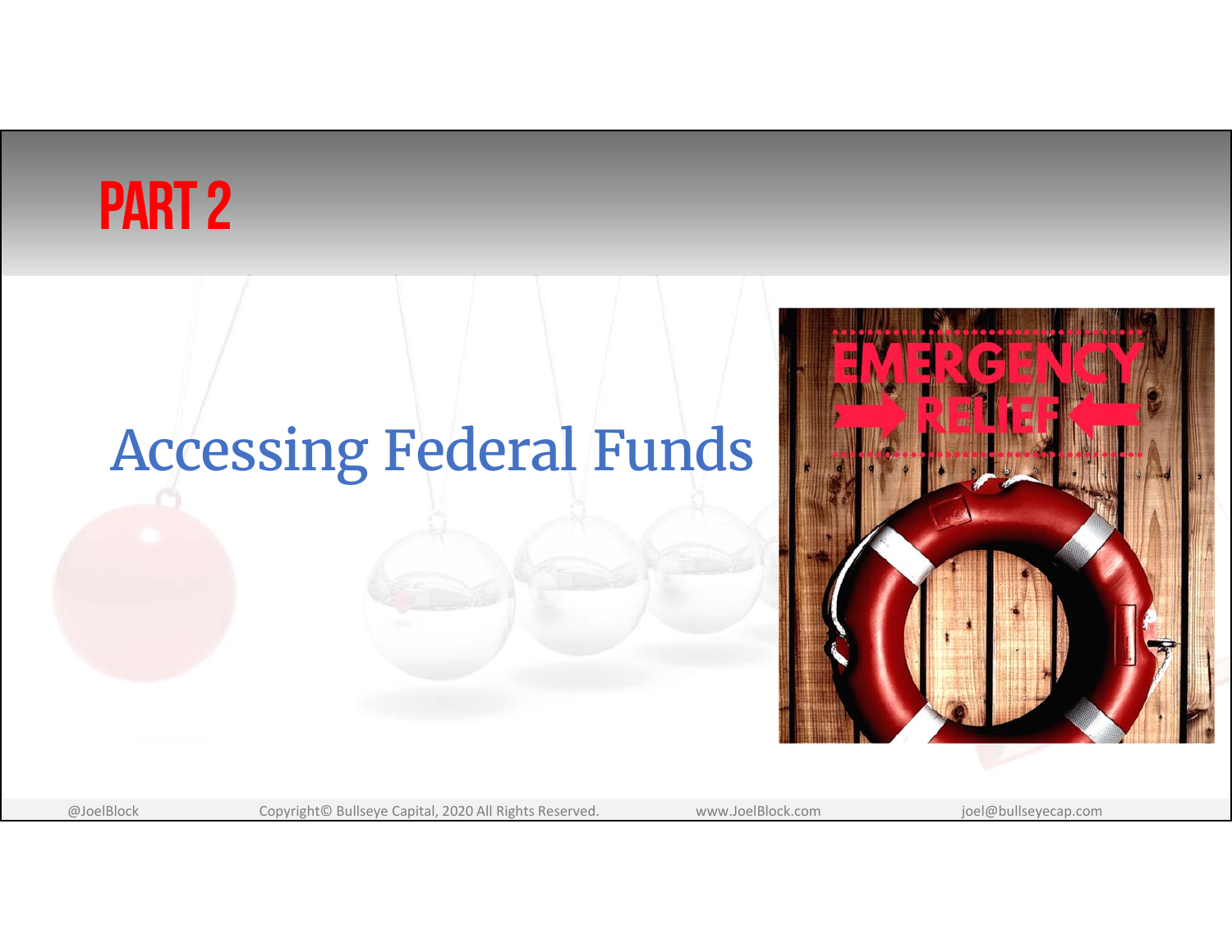# PART 2

## Accessing Federal Funds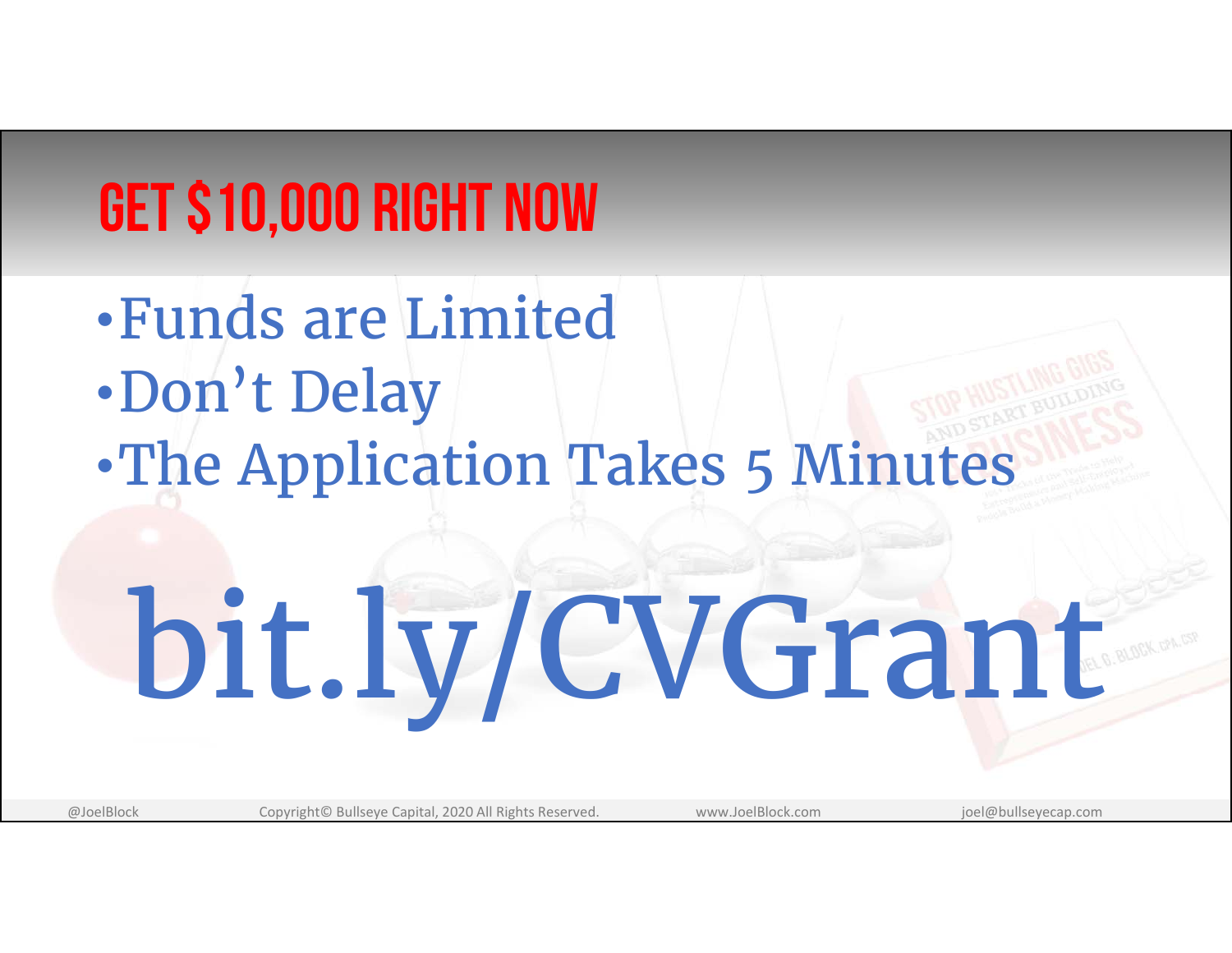## GET $10,000 RIGHT NOW

- Funds are Limited
- Don't Delay
- The Application Takes 5 Minutes

# bit.ly/CVGrant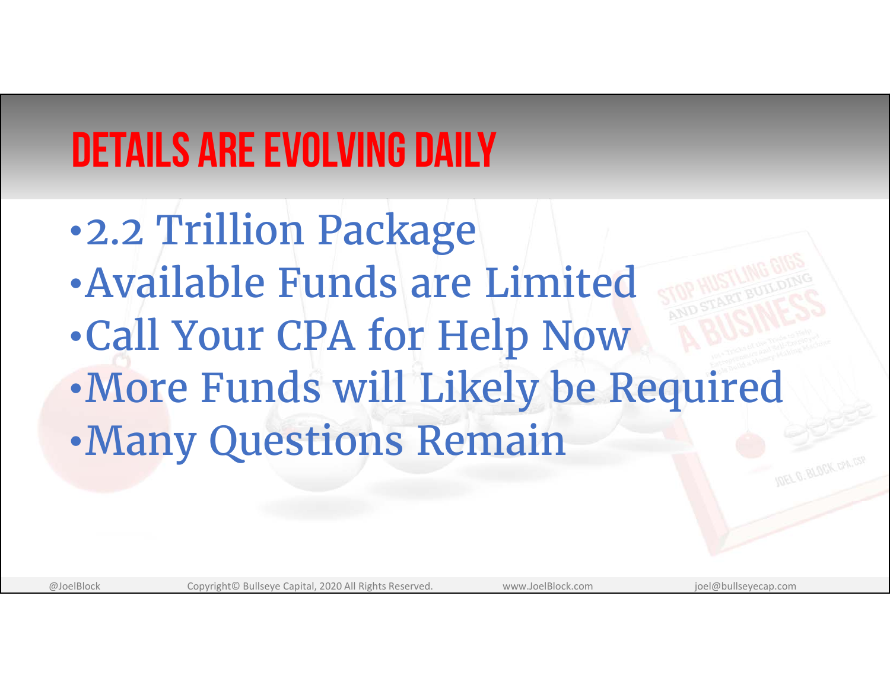# DETAILS ARE EVOLVING DAILY

- 2.2 Trillion Package
- Available Funds are Limited
- Call Your CPA for Help Now
- More Funds will Likely be Required
- Many Questions Remain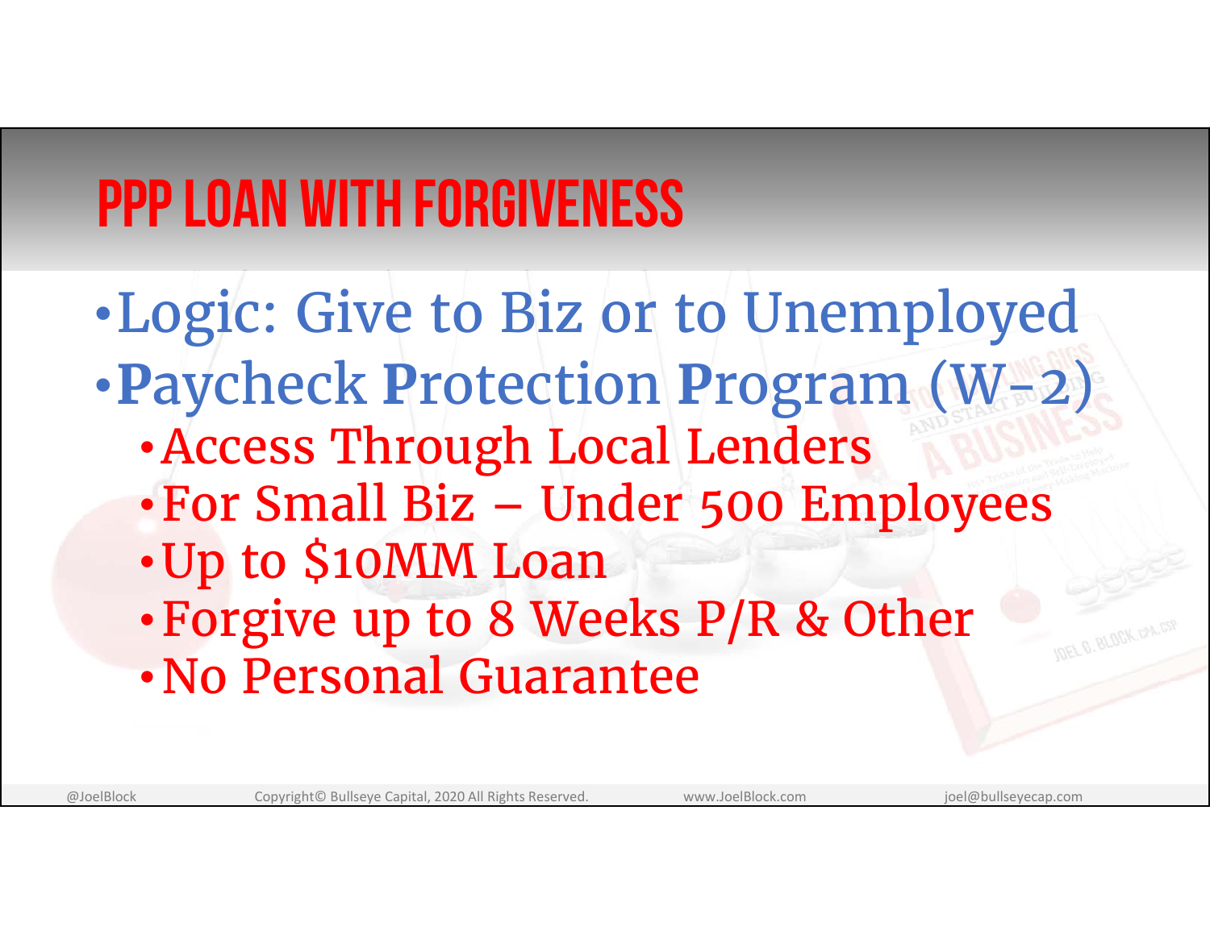# PPP Loan with Forgiveness

- Logic: Give to Biz or to Unemployed
- **P**aycheck **P**rotection **P**rogram (W-2)
  - Access Through Local Lenders
  - For Small Biz – Under 500 Employees
  - Up to $10MM Loan
  - Forgive up to 8 Weeks P/R & Other
  - No Personal Guarantee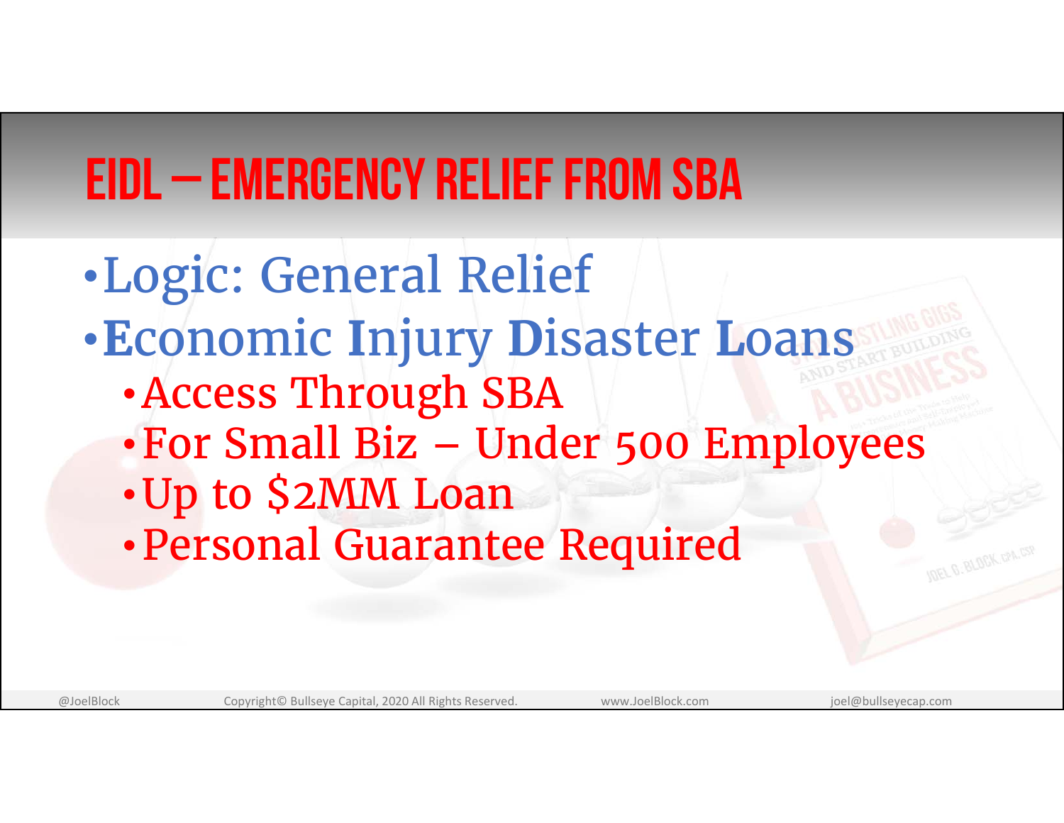# EIDL – Emergency Relief from SBA

- Logic: General Relief
- **E**conomic **I**njury **D**isaster **L**oans
  - Access Through SBA
  - For Small Biz – Under 500 Employees
  - Up to $2MM Loan
  - Personal Guarantee Required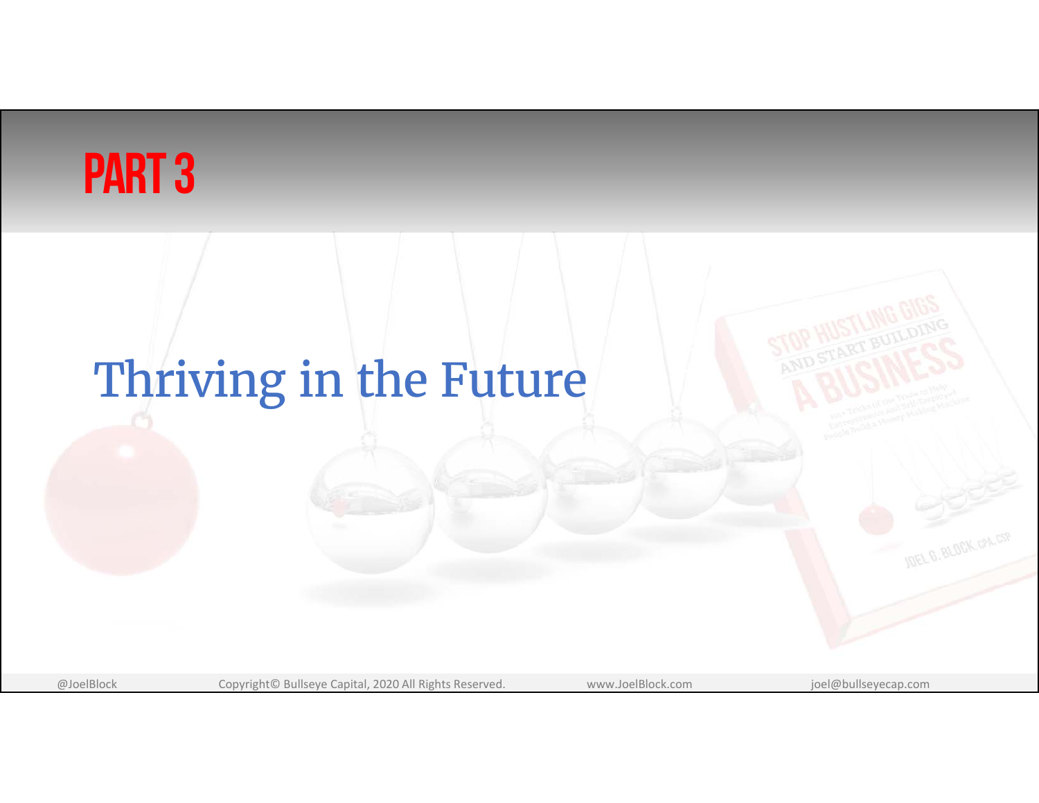# PART 3

## Thriving in the Future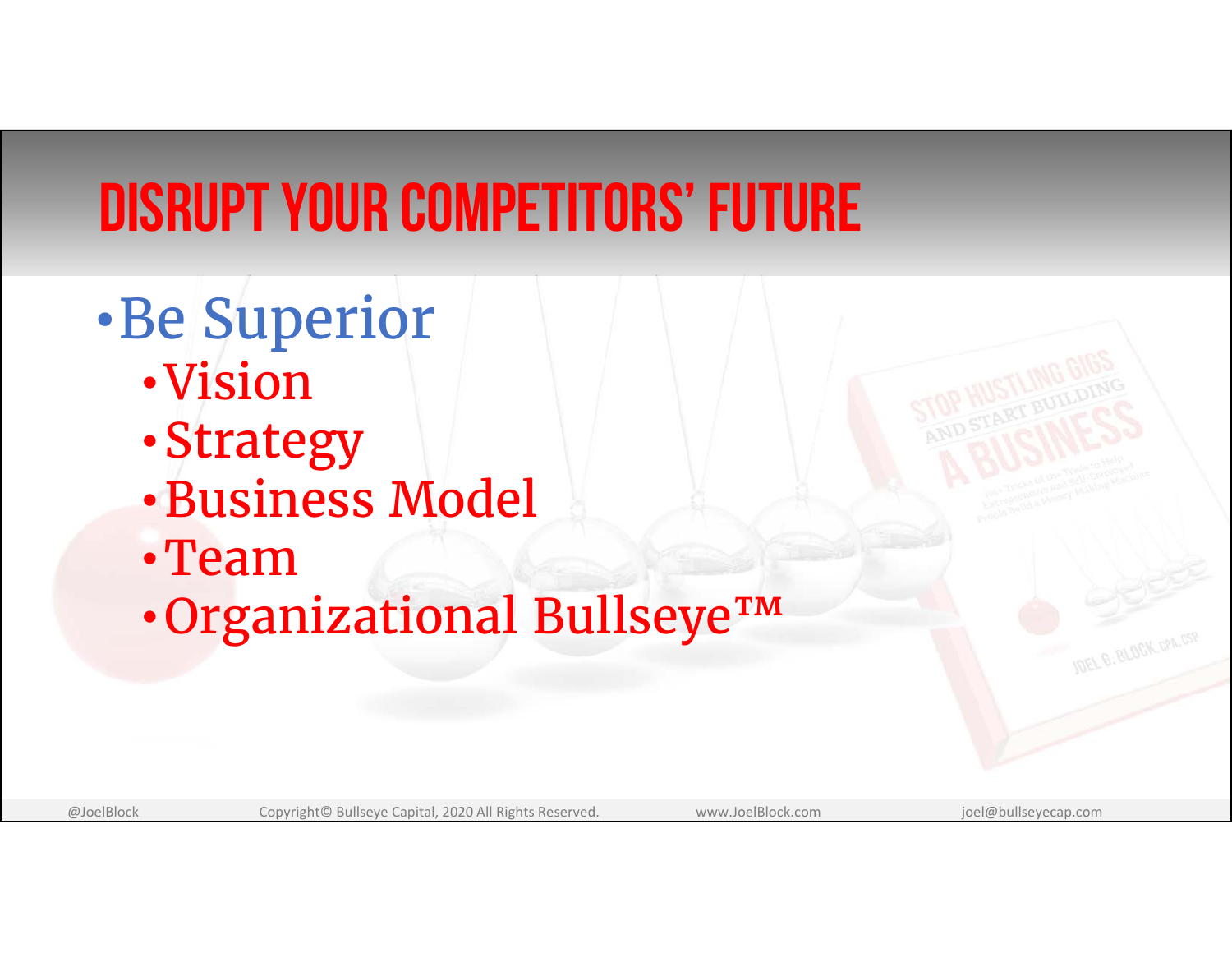# DISRUPT YOUR COMPETITORS' FUTURE

- Be Superior
  - Vision
  - Strategy
  - Business Model
  - Team
  - Organizational Bullseye™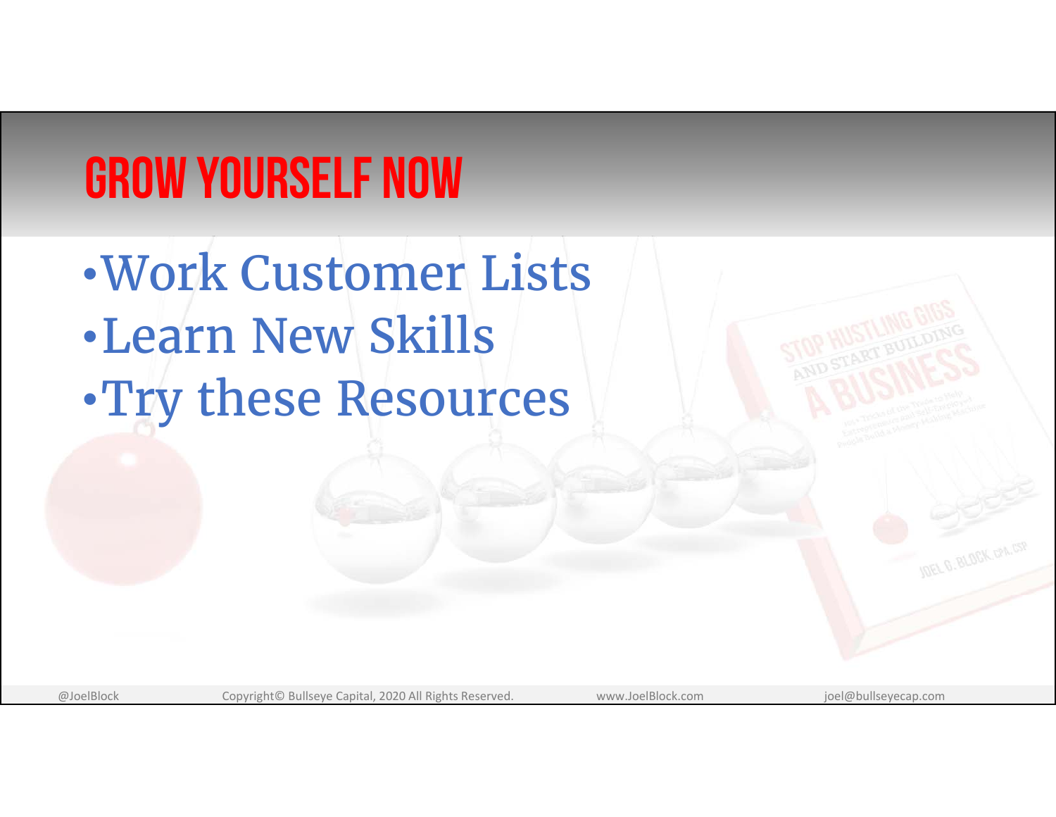# GROW YOURSELF NOW

- Work Customer Lists
- Learn New Skills
- Try these Resources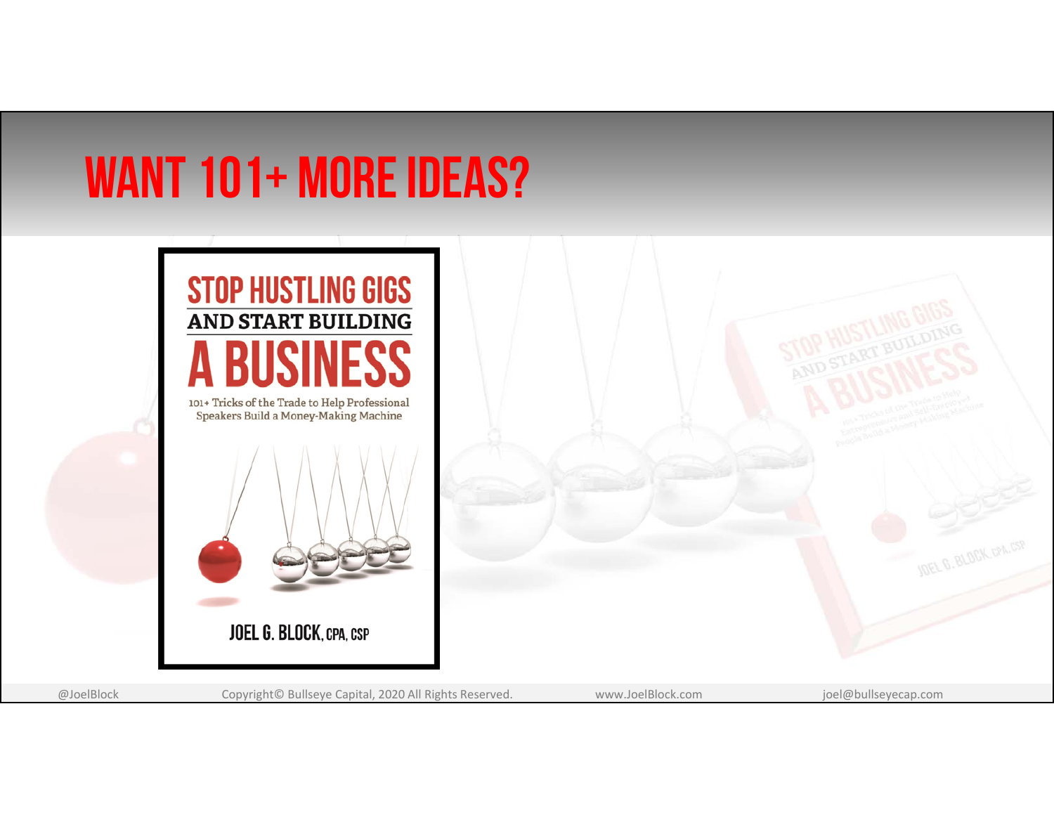# WANT 101+ MORE IDEAS?

STOP HUSTLING GIGS AND START BUILDING A BUSINESS

101+ Tricks of the Trade to Help Professional Speakers Build a Money-Making Machine

JOEL G. BLOCK, CPA, CSP

@JoelBlock | Copyright© Bullseye Capital, 2020 All Rights Reserved. | www.JoelBlock.com | joel@bullseyecap.com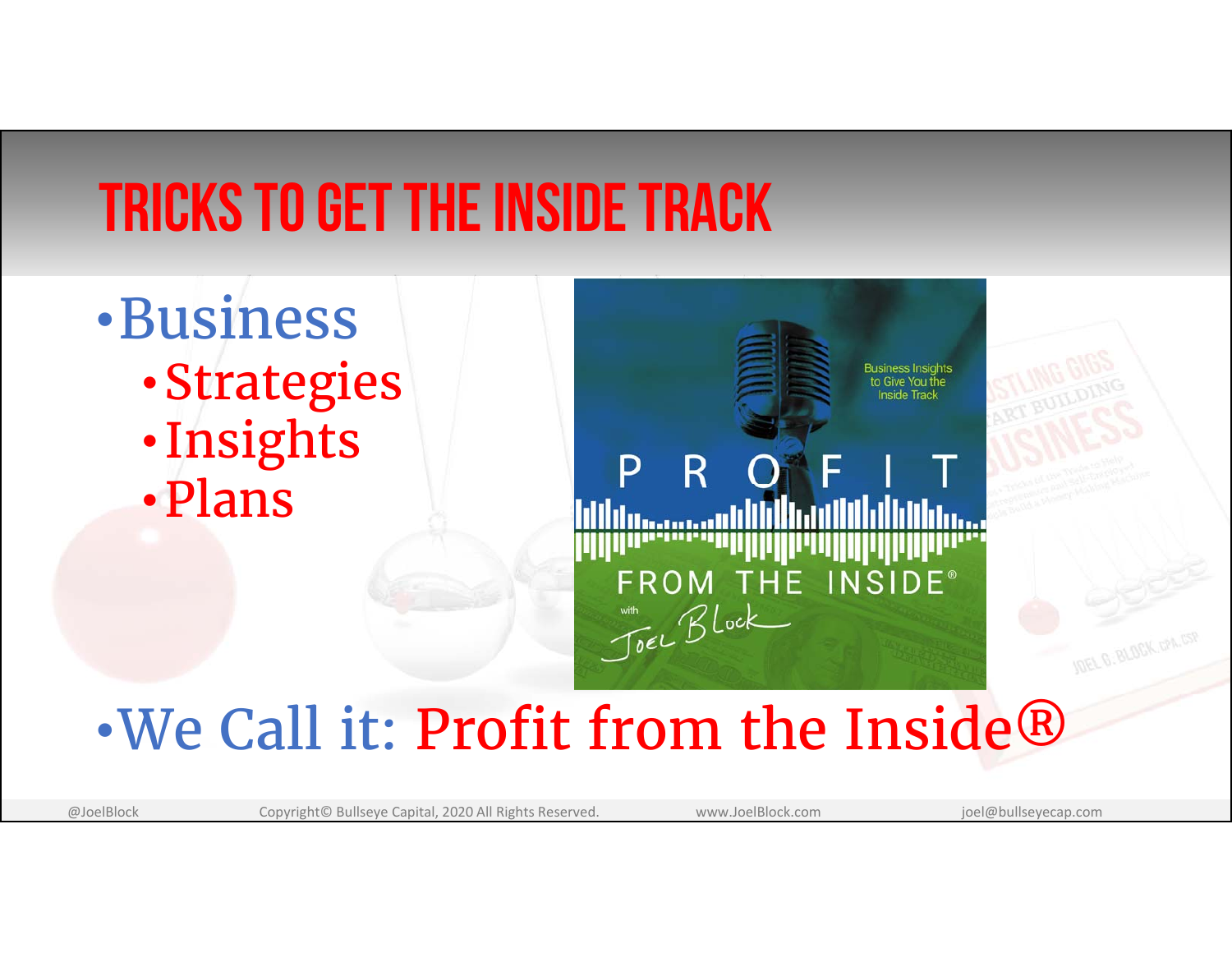# TRICKS TO GET THE INSIDE TRACK

- Business
  - Strategies
  - Insights
  - Plans
- We Call it: Profit from the Inside®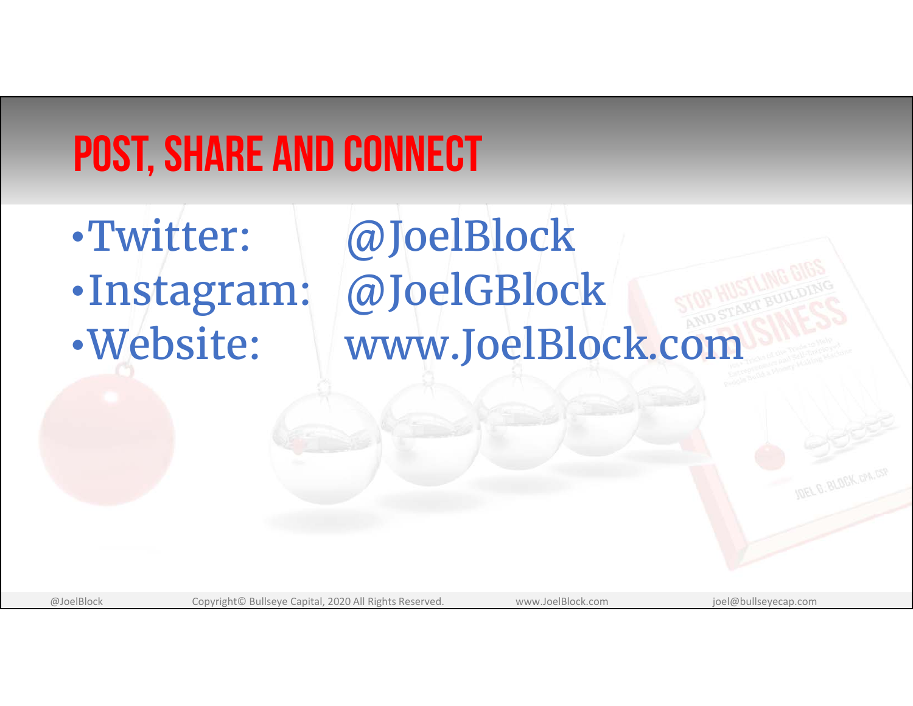# POST, SHARE AND CONNECT

- Twitter: @JoelBlock
- Instagram: @JoelGBlock
- Website: www.JoelBlock.com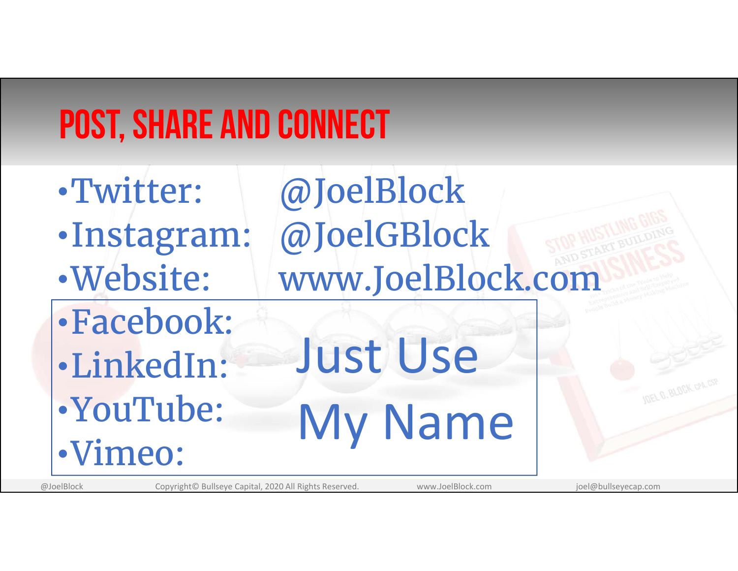# Post, Share and Connect

- Twitter: @JoelBlock
- Instagram: @JoelGBlock
- Website: www.JoelBlock.com
- Facebook:
- LinkedIn:
- YouTube:
- Vimeo:

Just Use My Name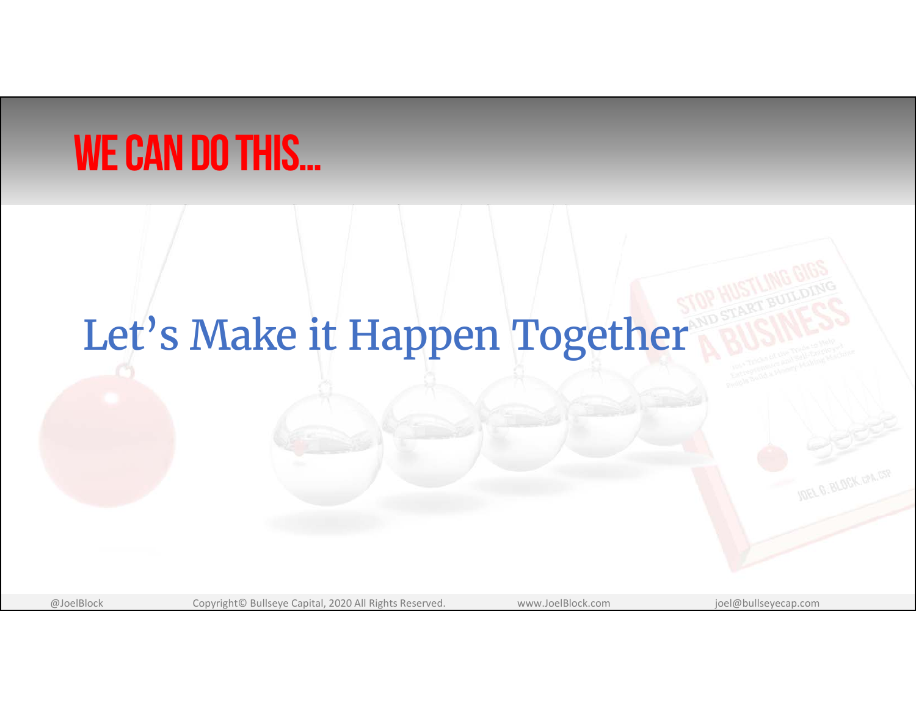# WE CAN DO THIS...

Let's Make it Happen Together